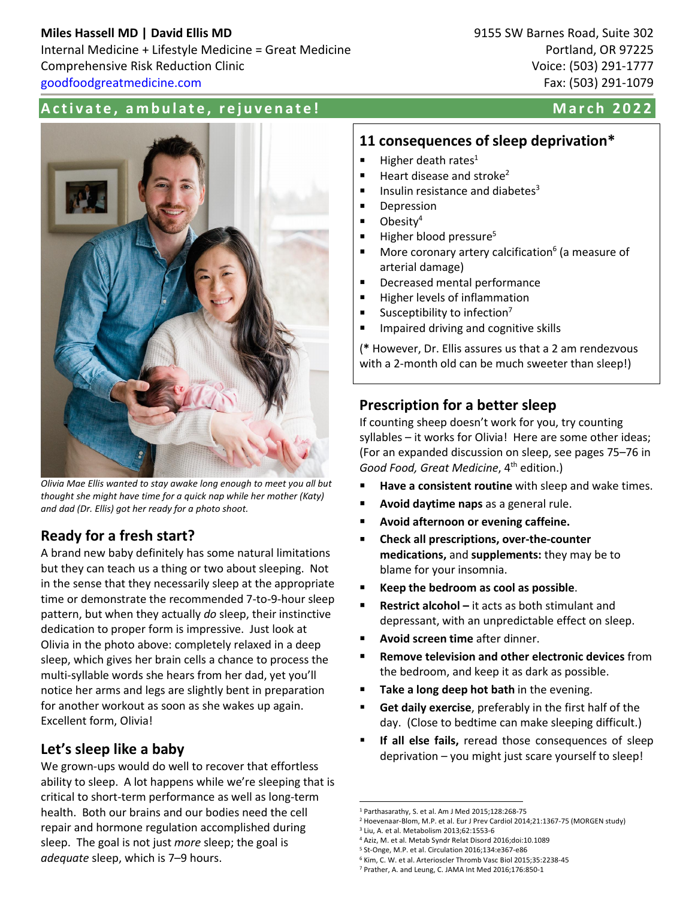**Miles Hassell MD | David Ellis MD**
Internal Medicine + Lifestyle Medicine = Great Medicine
Comprehensive Risk Reduction Clinic
goodfoodgreatmedicine.com

9155 SW Barnes Road, Suite 302
Portland, OR 97225
Voice: (503) 291-1777
Fax: (503) 291-1079

## Activate, ambulate, rejuvenate!

**March 2022**

*Olivia Mae Ellis wanted to stay awake long enough to meet you all but thought she might have time for a quick nap while her mother (Katy) and dad (Dr. Ellis) got her ready for a photo shoot.*

## Ready for a fresh start?

A brand new baby definitely has some natural limitations but they can teach us a thing or two about sleeping. Not in the sense that they necessarily sleep at the appropriate time or demonstrate the recommended 7-to-9-hour sleep pattern, but when they actually *do* sleep, their instinctive dedication to proper form is impressive. Just look at Olivia in the photo above: completely relaxed in a deep sleep, which gives her brain cells a chance to process the multi-syllable words she hears from her dad, yet you'll notice her arms and legs are slightly bent in preparation for another workout as soon as she wakes up again. Excellent form, Olivia!

## Let's sleep like a baby

We grown-ups would do well to recover that effortless ability to sleep. A lot happens while we're sleeping that is critical to short-term performance as well as long-term health. Both our brains and our bodies need the cell repair and hormone regulation accomplished during sleep. The goal is not just *more* sleep; the goal is *adequate* sleep, which is 7–9 hours.

## 11 consequences of sleep deprivation*

- Higher death rates[1]
- Heart disease and stroke[2]
- Insulin resistance and diabetes[3]
- Depression
- Obesity[4]
- Higher blood pressure[5]
- More coronary artery calcification[6] (a measure of arterial damage)
- Decreased mental performance
- Higher levels of inflammation
- Susceptibility to infection[7]
- Impaired driving and cognitive skills

(**\*** However, Dr. Ellis assures us that a 2 am rendezvous with a 2-month old can be much sweeter than sleep!)

## Prescription for a better sleep

If counting sheep doesn't work for you, try counting syllables – it works for Olivia! Here are some other ideas; (For an expanded discussion on sleep, see pages 75–76 in *Good Food, Great Medicine*, 4th edition.)

- **Have a consistent routine** with sleep and wake times.
- **Avoid daytime naps** as a general rule.
- **Avoid afternoon or evening caffeine.**
- **Check all prescriptions, over-the-counter medications,** and **supplements:** they may be to blame for your insomnia.
- **Keep the bedroom as cool as possible**.
- **Restrict alcohol –** it acts as both stimulant and depressant, with an unpredictable effect on sleep.
- **Avoid screen time** after dinner.
- **Remove television and other electronic devices** from the bedroom, and keep it as dark as possible.
- **Take a long deep hot bath** in the evening.
- **Get daily exercise**, preferably in the first half of the day. (Close to bedtime can make sleeping difficult.)
- **If all else fails,** reread those consequences of sleep deprivation – you might just scare yourself to sleep!

---

[1] Parthasarathy, S. et al. Am J Med 2015;128:268-75
[2] Hoevenaar-Blom, M.P. et al. Eur J Prev Cardiol 2014;21:1367-75 (MORGEN study)
[3] Liu, A. et al. Metabolism 2013;62:1553-6
[4] Aziz, M. et al. Metab Syndr Relat Disord 2016;doi:10.1089
[5] St-Onge, M.P. et al. Circulation 2016;134:e367-e86
[6] Kim, C. W. et al. Arterioscler Thromb Vasc Biol 2015;35:2238-45
[7] Prather, A. and Leung, C. JAMA Int Med 2016;176:850-1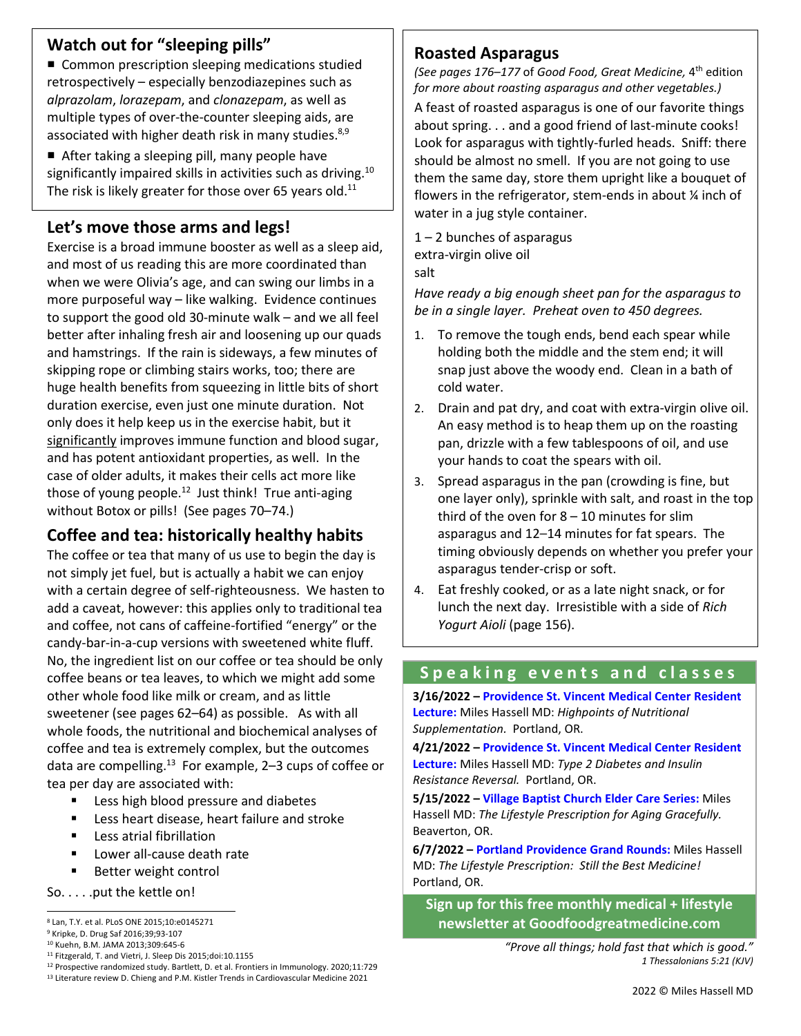## Watch out for "sleeping pills"

- Common prescription sleeping medications studied retrospectively – especially benzodiazepines such as *alprazolam*, *lorazepam*, and *clonazepam*, as well as multiple types of over-the-counter sleeping aids, are associated with higher death risk in many studies.[8,9]
- After taking a sleeping pill, many people have significantly impaired skills in activities such as driving.[10] The risk is likely greater for those over 65 years old.[11]

## Let's move those arms and legs!

Exercise is a broad immune booster as well as a sleep aid, and most of us reading this are more coordinated than when we were Olivia's age, and can swing our limbs in a more purposeful way – like walking. Evidence continues to support the good old 30-minute walk – and we all feel better after inhaling fresh air and loosening up our quads and hamstrings. If the rain is sideways, a few minutes of skipping rope or climbing stairs works, too; there are huge health benefits from squeezing in little bits of short duration exercise, even just one minute duration. Not only does it help keep us in the exercise habit, but it significantly improves immune function and blood sugar, and has potent antioxidant properties, as well. In the case of older adults, it makes their cells act more like those of young people.[12] Just think! True anti-aging without Botox or pills! (See pages 70–74.)

## Coffee and tea: historically healthy habits

The coffee or tea that many of us use to begin the day is not simply jet fuel, but is actually a habit we can enjoy with a certain degree of self-righteousness. We hasten to add a caveat, however: this applies only to traditional tea and coffee, not cans of caffeine-fortified "energy" or the candy-bar-in-a-cup versions with sweetened white fluff. No, the ingredient list on our coffee or tea should be only coffee beans or tea leaves, to which we might add some other whole food like milk or cream, and as little sweetener (see pages 62–64) as possible. As with all whole foods, the nutritional and biochemical analyses of coffee and tea is extremely complex, but the outcomes data are compelling.[13] For example, 2–3 cups of coffee or tea per day are associated with:

- Less high blood pressure and diabetes
- Less heart disease, heart failure and stroke
- Less atrial fibrillation
- Lower all-cause death rate
- Better weight control

So. . . . .put the kettle on!

[8] Lan, T.Y. et al. PLoS ONE 2015;10:e0145271
[9] Kripke, D. Drug Saf 2016;39;93-107
[10] Kuehn, B.M. JAMA 2013;309:645-6
[11] Fitzgerald, T. and Vietri, J. Sleep Dis 2015;doi:10.1155
[12] Prospective randomized study. Bartlett, D. et al. Frontiers in Immunology. 2020;11:729
[13] Literature review D. Chieng and P.M. Kistler Trends in Cardiovascular Medicine 2021

## Roasted Asparagus

*(See pages 176–177 of Good Food, Great Medicine,* 4th *edition for more about roasting asparagus and other vegetables.)*

A feast of roasted asparagus is one of our favorite things about spring. . . and a good friend of last-minute cooks! Look for asparagus with tightly-furled heads. Sniff: there should be almost no smell. If you are not going to use them the same day, store them upright like a bouquet of flowers in the refrigerator, stem-ends in about ¼ inch of water in a jug style container.

1 – 2 bunches of asparagus
extra-virgin olive oil
salt

*Have ready a big enough sheet pan for the asparagus to be in a single layer. Preheat oven to 450 degrees.*

1. To remove the tough ends, bend each spear while holding both the middle and the stem end; it will snap just above the woody end. Clean in a bath of cold water.
2. Drain and pat dry, and coat with extra-virgin olive oil. An easy method is to heap them up on the roasting pan, drizzle with a few tablespoons of oil, and use your hands to coat the spears with oil.
3. Spread asparagus in the pan (crowding is fine, but one layer only), sprinkle with salt, and roast in the top third of the oven for 8 – 10 minutes for slim asparagus and 12–14 minutes for fat spears. The timing obviously depends on whether you prefer your asparagus tender-crisp or soft.
4. Eat freshly cooked, or as a late night snack, or for lunch the next day. Irresistible with a side of *Rich Yogurt Aioli* (page 156).

## Speaking events and classes

**3/16/2022 – Providence St. Vincent Medical Center Resident Lecture:** Miles Hassell MD: *Highpoints of Nutritional Supplementation.* Portland, OR.

**4/21/2022 – Providence St. Vincent Medical Center Resident Lecture:** Miles Hassell MD: *Type 2 Diabetes and Insulin Resistance Reversal.* Portland, OR.

**5/15/2022 – Village Baptist Church Elder Care Series:** Miles Hassell MD: *The Lifestyle Prescription for Aging Gracefully.* Beaverton, OR.

**6/7/2022 – Portland Providence Grand Rounds:** Miles Hassell MD: *The Lifestyle Prescription: Still the Best Medicine!* Portland, OR.

**Sign up for this free monthly medical + lifestyle newsletter at Goodfoodgreatmedicine.com**

*"Prove all things; hold fast that which is good."*
*1 Thessalonians 5:21 (KJV)*

2022 © Miles Hassell MD